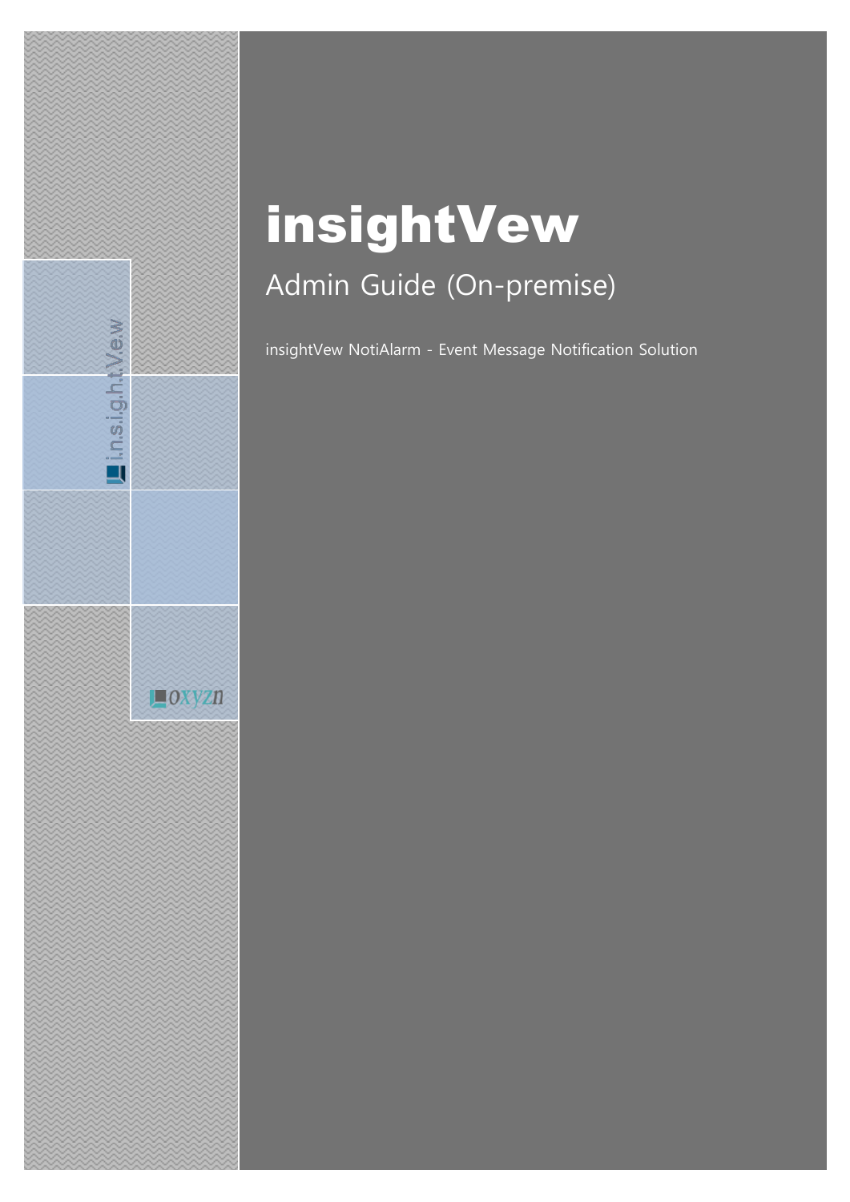# insightVew

## Admin Guide (On-premise)

insightVew NotiAlarm - Event Message Notification Solution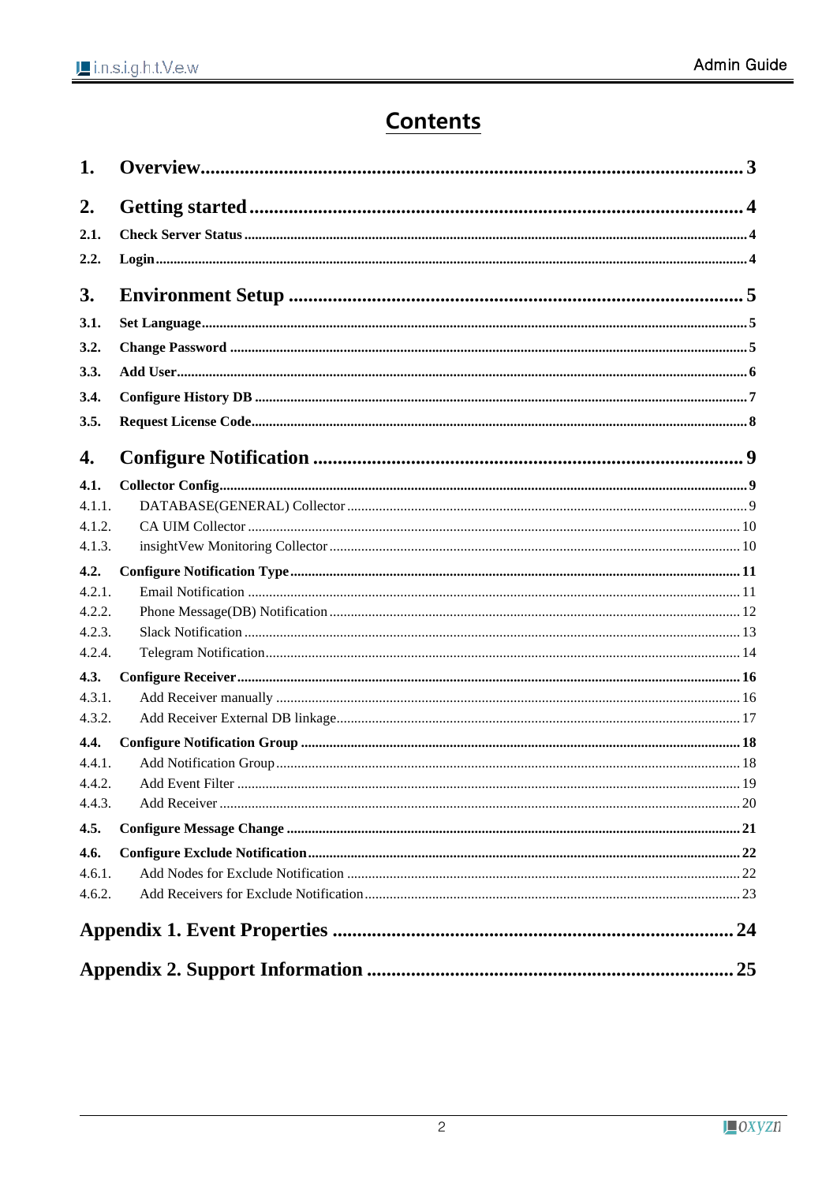# Contents

**1. Overview** ........ 3

**2. Getting started** ........ 4

**2.1. Check Server Status** ........ 4

**2.2. Login** ........ 4

**3. Environment Setup** ........ 5

**3.1. Set Language** ........ 5

**3.2. Change Password** ........ 5

**3.3. Add User** ........ 6

**3.4. Configure History DB** ........ 7

**3.5. Request License Code** ........ 8

**4. Configure Notification** ........ 9

**4.1. Collector Config** ........ 9

4.1.1. DATABASE(GENERAL) Collector ........ 9

4.1.2. CA UIM Collector ........ 10

4.1.3. insightVew Monitoring Collector ........ 10

**4.2. Configure Notification Type** ........ 11

4.2.1. Email Notification ........ 11

4.2.2. Phone Message(DB) Notification ........ 12

4.2.3. Slack Notification ........ 13

4.2.4. Telegram Notification ........ 14

**4.3. Configure Receiver** ........ 16

4.3.1. Add Receiver manually ........ 16

4.3.2. Add Receiver External DB linkage ........ 17

**4.4. Configure Notification Group** ........ 18

4.4.1. Add Notification Group ........ 18

4.4.2. Add Event Filter ........ 19

4.4.3. Add Receiver ........ 20

**4.5. Configure Message Change** ........ 21

**4.6. Configure Exclude Notification** ........ 22

4.6.1. Add Nodes for Exclude Notification ........ 22

4.6.2. Add Receivers for Exclude Notification ........ 23

**Appendix 1. Event Properties** ........ 24

**Appendix 2. Support Information** ........ 25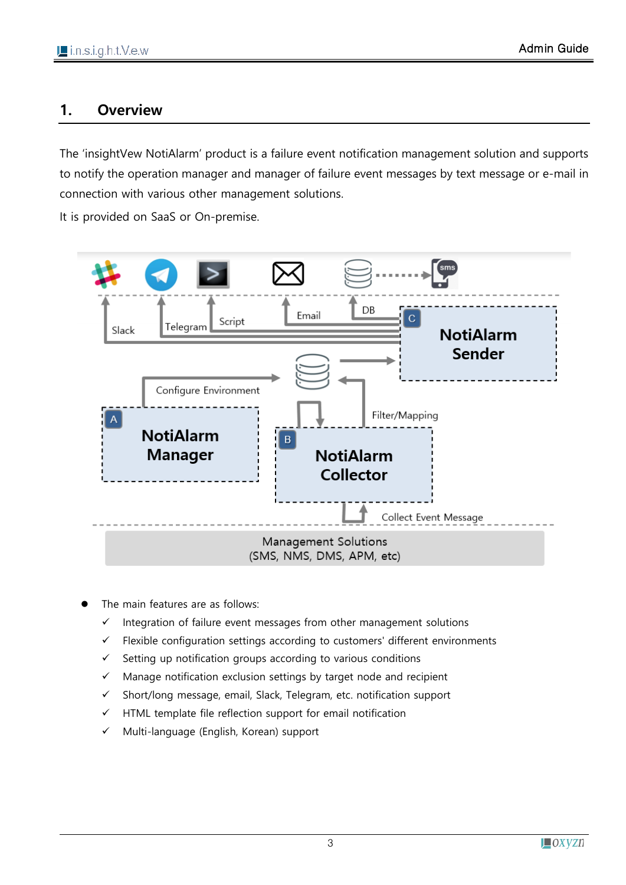# 1. Overview

The 'insightVew NotiAlarm' product is a failure event notification management solution and supports to notify the operation manager and manager of failure event messages by text message or e-mail in connection with various other management solutions.

It is provided on SaaS or On-premise.

- The main features are as follows:
  - ✓ Integration of failure event messages from other management solutions
  - ✓ Flexible configuration settings according to customers' different environments
  - ✓ Setting up notification groups according to various conditions
  - ✓ Manage notification exclusion settings by target node and recipient
  - ✓ Short/long message, email, Slack, Telegram, etc. notification support
  - ✓ HTML template file reflection support for email notification
  - ✓ Multi-language (English, Korean) support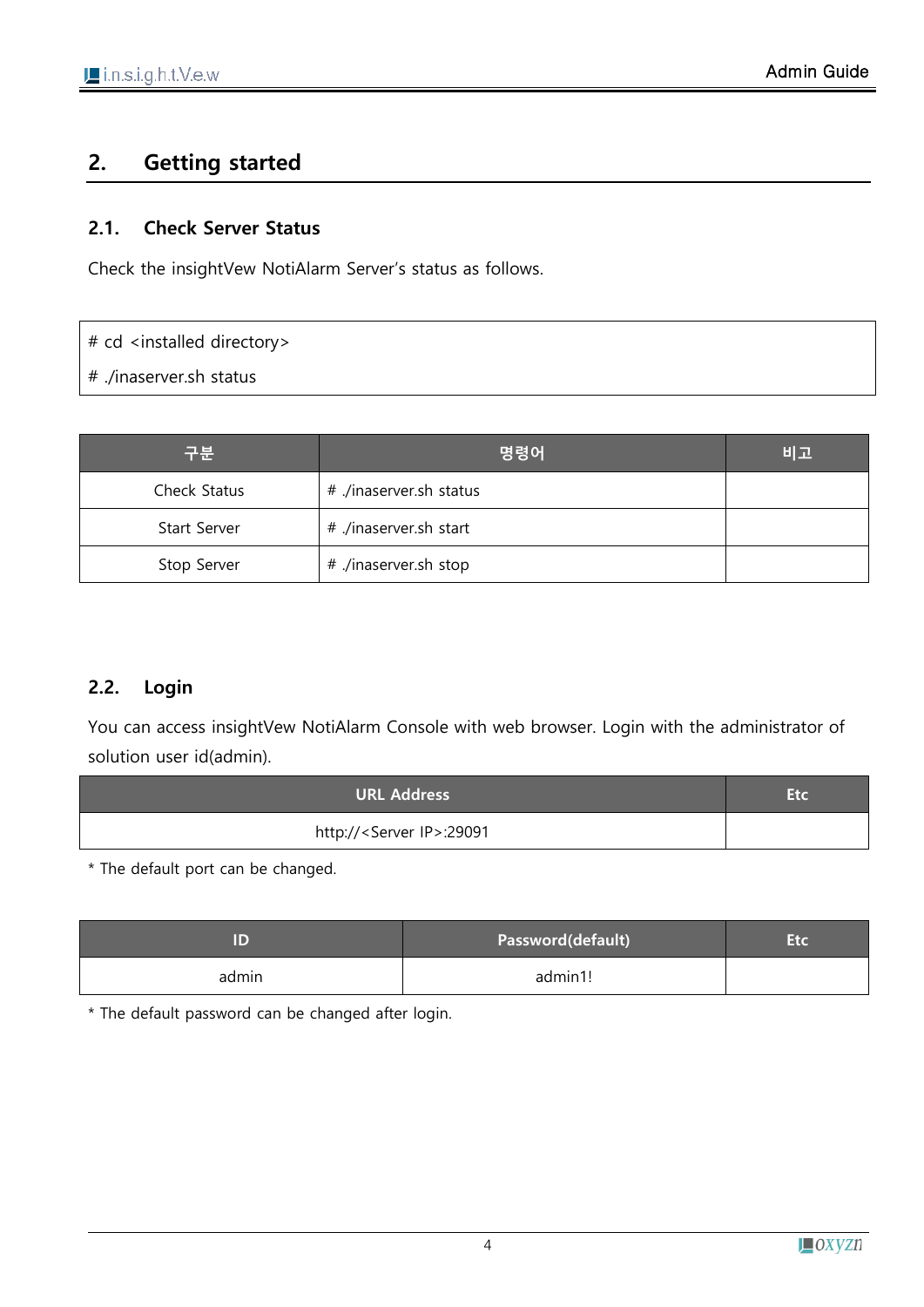## 2. Getting started

### 2.1. Check Server Status

Check the insightVew NotiAlarm Server's status as follows.

```
# cd <installed directory>
# ./inaserver.sh status
```

| 구분 | 명령어 | 비고 |
|---|---|---|
| Check Status | # ./inaserver.sh status | |
| Start Server | # ./inaserver.sh start | |
| Stop Server | # ./inaserver.sh stop | |

### 2.2. Login

You can access insightVew NotiAlarm Console with web browser. Login with the administrator of solution user id(admin).

| URL Address | Etc |
|---|---|
| http://<Server IP>:29091 | |

* The default port can be changed.

| ID | Password(default) | Etc |
|---|---|---|
| admin | admin1! | |

* The default password can be changed after login.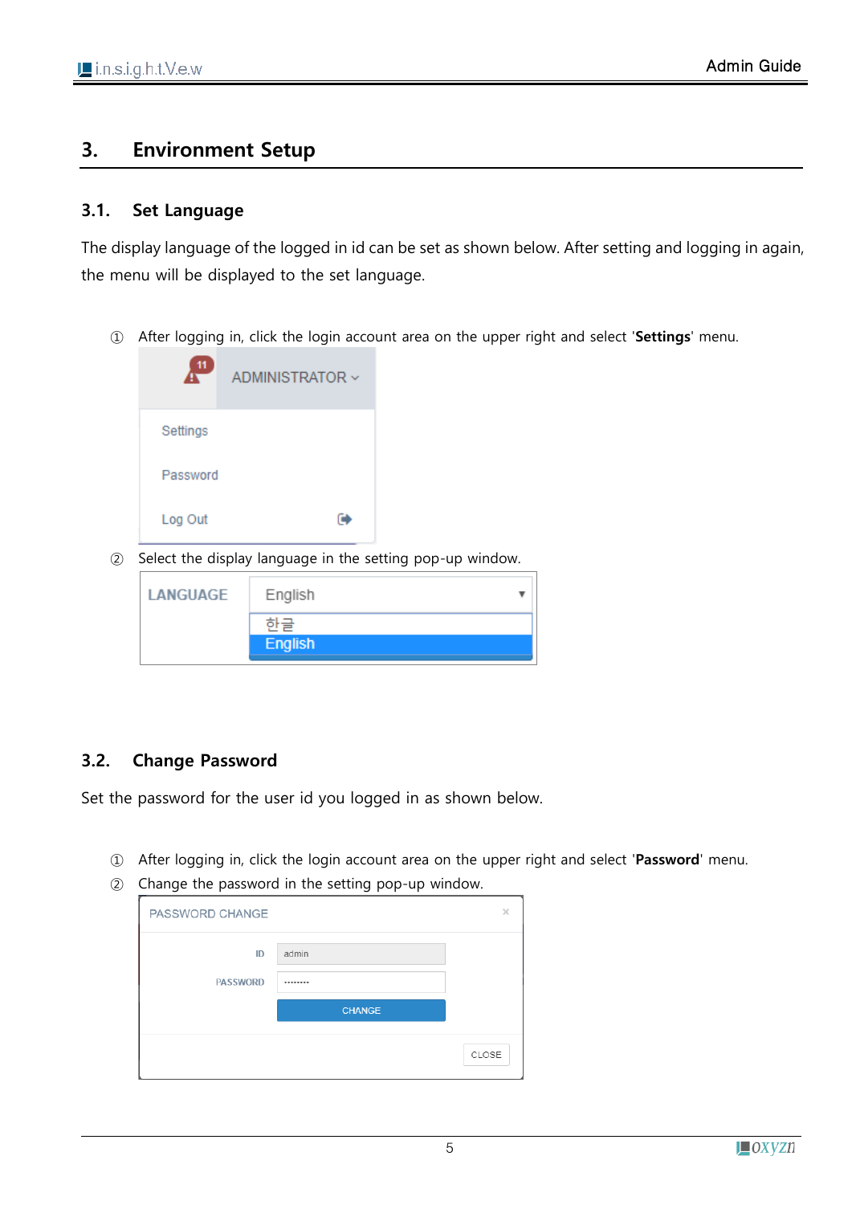# 3. Environment Setup

## 3.1. Set Language

The display language of the logged in id can be set as shown below. After setting and logging in again, the menu will be displayed to the set language.

① After logging in, click the login account area on the upper right and select '**Settings**' menu.

ADMINISTRATOR

Settings

Password

Log Out

② Select the display language in the setting pop-up window.

LANGUAGE English

한글

English

## 3.2. Change Password

Set the password for the user id you logged in as shown below.

① After logging in, click the login account area on the upper right and select '**Password**' menu.

② Change the password in the setting pop-up window.

PASSWORD CHANGE

ID admin

PASSWORD ········

CHANGE

CLOSE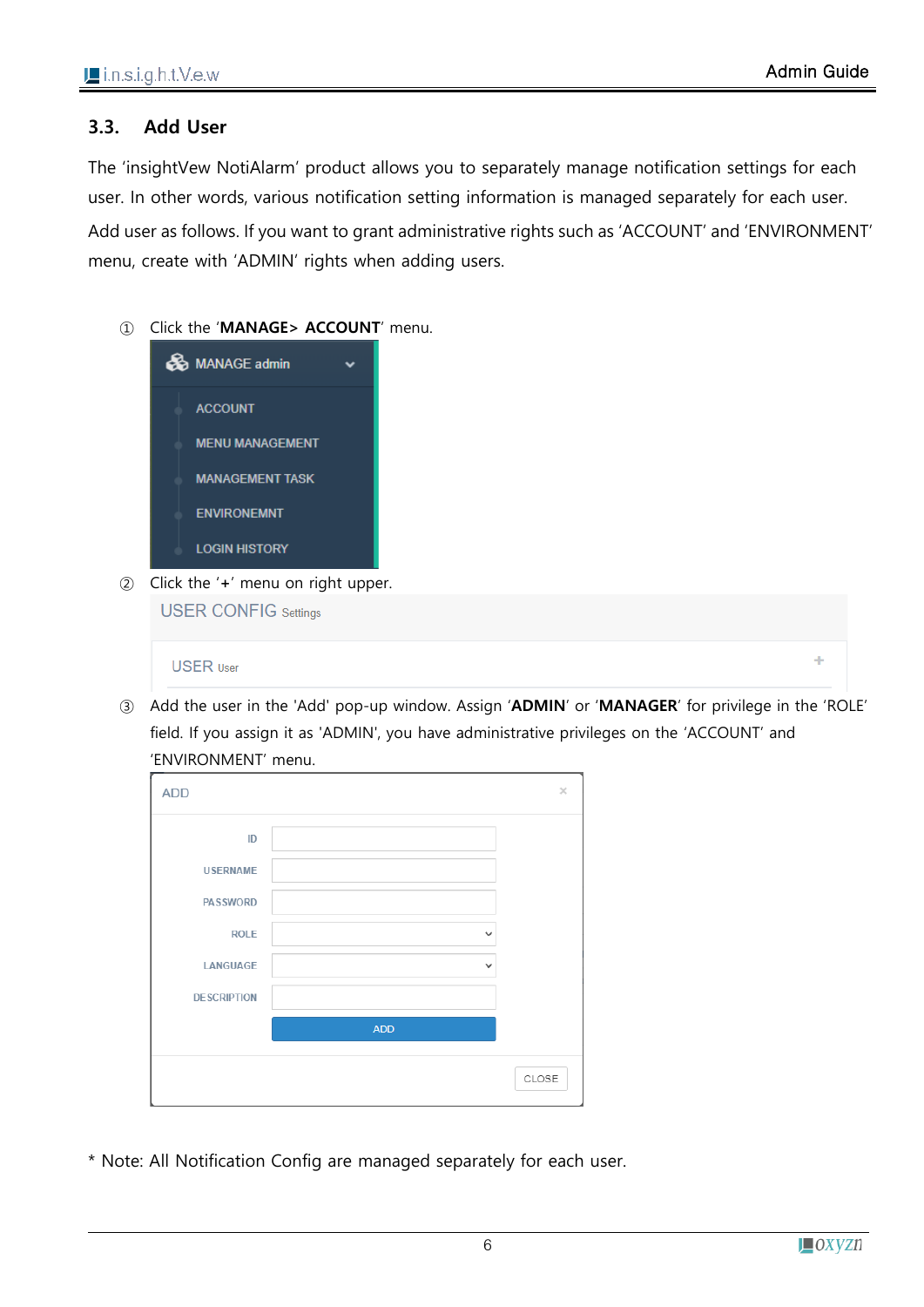## 3.3. Add User

The 'insightVew NotiAlarm' product allows you to separately manage notification settings for each user. In other words, various notification setting information is managed separately for each user.

Add user as follows. If you want to grant administrative rights such as 'ACCOUNT' and 'ENVIRONMENT' menu, create with 'ADMIN' rights when adding users.

① Click the '**MANAGE> ACCOUNT**' menu.

MANAGE admin

- ACCOUNT
- MENU MANAGEMENT
- MANAGEMENT TASK
- ENVIRONEMNT
- LOGIN HISTORY

② Click the '**+**' menu on right upper.

USER CONFIG Settings

USER User +

③ Add the user in the 'Add' pop-up window. Assign '**ADMIN**' or '**MANAGER**' for privilege in the 'ROLE' field. If you assign it as 'ADMIN', you have administrative privileges on the 'ACCOUNT' and 'ENVIRONMENT' menu.

ADD

- ID
- USERNAME
- PASSWORD
- ROLE
- LANGUAGE
- DESCRIPTION

ADD

CLOSE

\* Note: All Notification Config are managed separately for each user.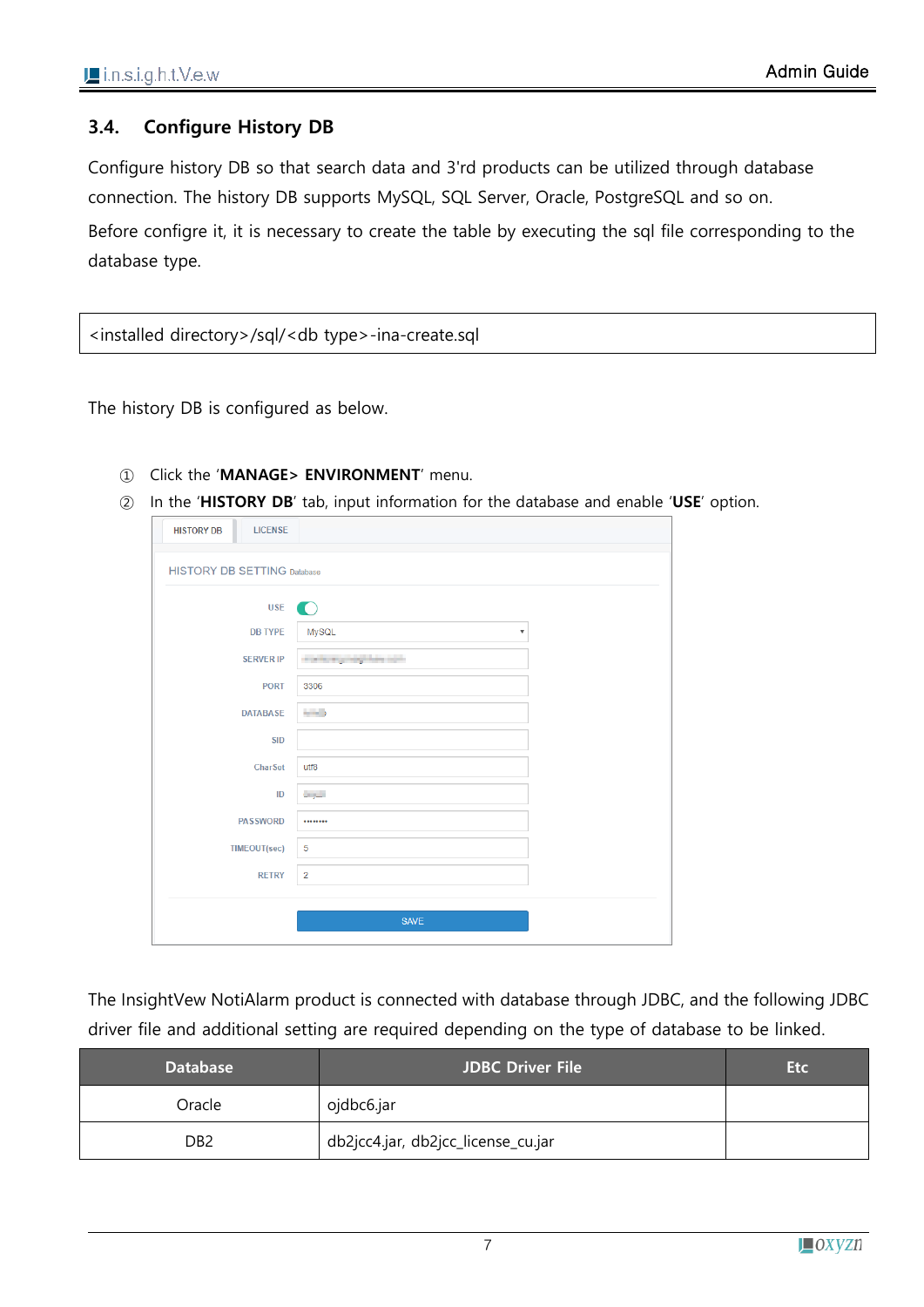## 3.4. Configure History DB

Configure history DB so that search data and 3'rd products can be utilized through database connection. The history DB supports MySQL, SQL Server, Oracle, PostgreSQL and so on.

Before configre it, it is necessary to create the table by executing the sql file corresponding to the database type.

```
<installed directory>/sql/<db type>-ina-create.sql
```

The history DB is configured as below.

① Click the '**MANAGE> ENVIRONMENT**' menu.

② In the '**HISTORY DB**' tab, input information for the database and enable '**USE**' option.

The InsightVew NotiAlarm product is connected with database through JDBC, and the following JDBC driver file and additional setting are required depending on the type of database to be linked.

| Database | JDBC Driver File | Etc |
|---|---|---|
| Oracle | ojdbc6.jar | |
| DB2 | db2jcc4.jar, db2jcc_license_cu.jar | |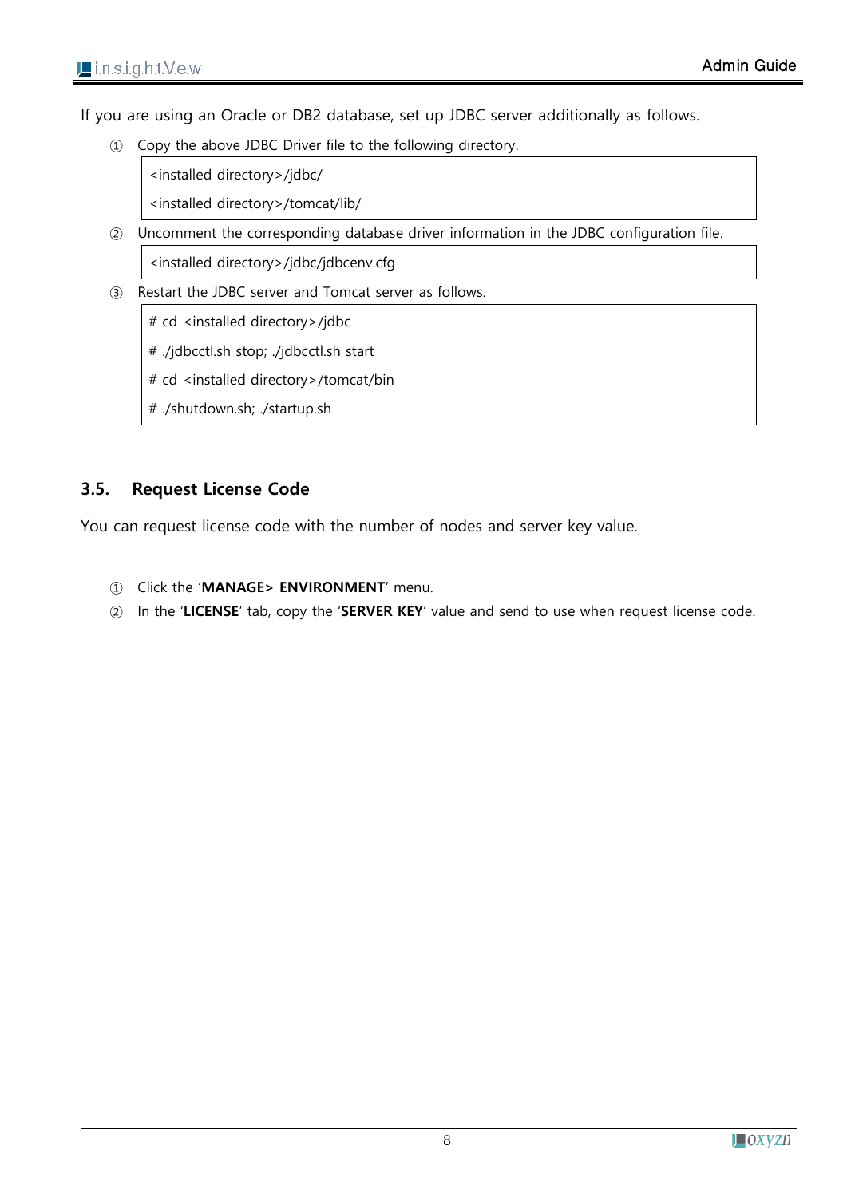If you are using an Oracle or DB2 database, set up JDBC server additionally as follows.

① Copy the above JDBC Driver file to the following directory.

```
<installed directory>/jdbc/
<installed directory>/tomcat/lib/
```

② Uncomment the corresponding database driver information in the JDBC configuration file.

```
<installed directory>/jdbc/jdbcenv.cfg
```

③ Restart the JDBC server and Tomcat server as follows.

```
# cd <installed directory>/jdbc
# ./jdbcctl.sh stop; ./jdbcctl.sh start
# cd <installed directory>/tomcat/bin
# ./shutdown.sh; ./startup.sh
```

## 3.5. Request License Code

You can request license code with the number of nodes and server key value.

① Click the '**MANAGE> ENVIRONMENT**' menu.

② In the '**LICENSE**' tab, copy the '**SERVER KEY**' value and send to use when request license code.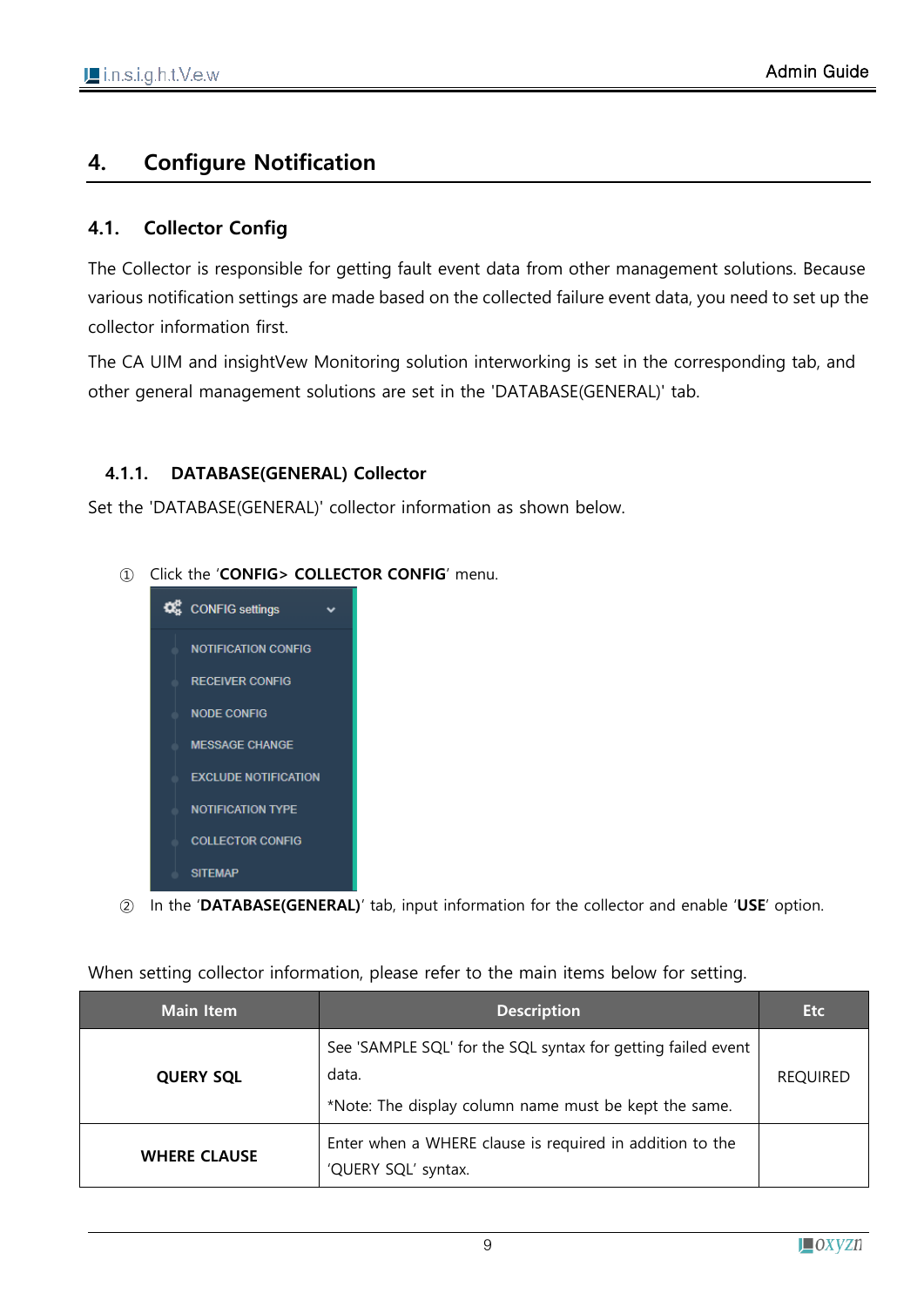# 4. Configure Notification

## 4.1. Collector Config

The Collector is responsible for getting fault event data from other management solutions. Because various notification settings are made based on the collected failure event data, you need to set up the collector information first.

The CA UIM and insightVew Monitoring solution interworking is set in the corresponding tab, and other general management solutions are set in the 'DATABASE(GENERAL)' tab.

### 4.1.1. DATABASE(GENERAL) Collector

Set the 'DATABASE(GENERAL)' collector information as shown below.

① Click the '**CONFIG> COLLECTOR CONFIG**' menu.

CONFIG settings
- NOTIFICATION CONFIG
- RECEIVER CONFIG
- NODE CONFIG
- MESSAGE CHANGE
- EXCLUDE NOTIFICATION
- NOTIFICATION TYPE
- COLLECTOR CONFIG
- SITEMAP

② In the '**DATABASE(GENERAL)**' tab, input information for the collector and enable '**USE**' option.

When setting collector information, please refer to the main items below for setting.

| Main Item | Description | Etc |
|---|---|---|
| **QUERY SQL** | See 'SAMPLE SQL' for the SQL syntax for getting failed event data.<br>*Note: The display column name must be kept the same. | REQUIRED |
| **WHERE CLAUSE** | Enter when a WHERE clause is required in addition to the 'QUERY SQL' syntax. | |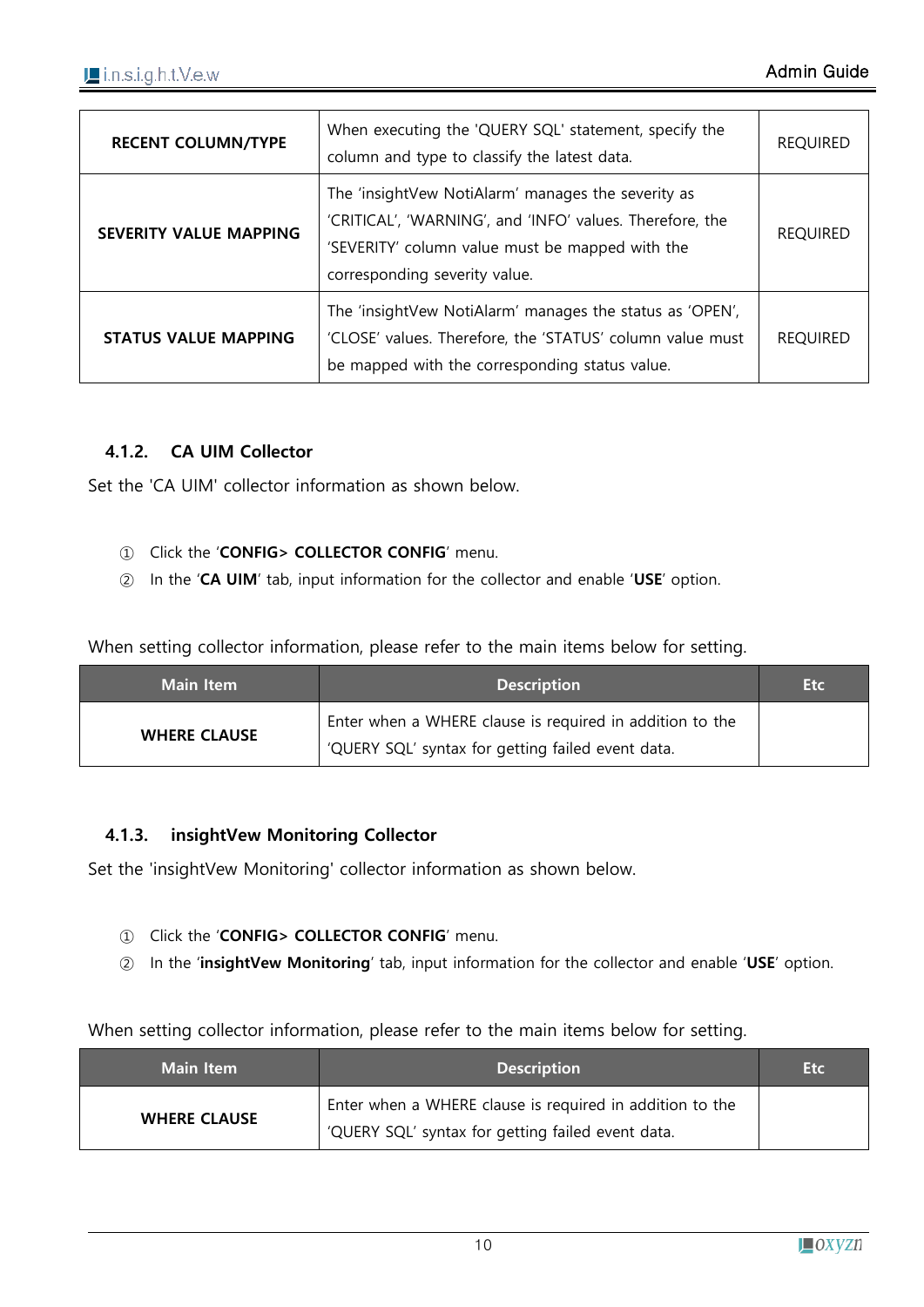| | | |
|---|---|---|
| **RECENT COLUMN/TYPE** | When executing the 'QUERY SQL' statement, specify the column and type to classify the latest data. | REQUIRED |
| **SEVERITY VALUE MAPPING** | The 'insightVew NotiAlarm' manages the severity as 'CRITICAL', 'WARNING', and 'INFO' values. Therefore, the 'SEVERITY' column value must be mapped with the corresponding severity value. | REQUIRED |
| **STATUS VALUE MAPPING** | The 'insightVew NotiAlarm' manages the status as 'OPEN', 'CLOSE' values. Therefore, the 'STATUS' column value must be mapped with the corresponding status value. | REQUIRED |

### 4.1.2. CA UIM Collector

Set the 'CA UIM' collector information as shown below.

① Click the '**CONFIG> COLLECTOR CONFIG**' menu.
② In the '**CA UIM**' tab, input information for the collector and enable '**USE**' option.

When setting collector information, please refer to the main items below for setting.

| Main Item | Description | Etc |
|---|---|---|
| **WHERE CLAUSE** | Enter when a WHERE clause is required in addition to the 'QUERY SQL' syntax for getting failed event data. | |

### 4.1.3. insightVew Monitoring Collector

Set the 'insightVew Monitoring' collector information as shown below.

① Click the '**CONFIG> COLLECTOR CONFIG**' menu.
② In the '**insightVew Monitoring**' tab, input information for the collector and enable '**USE**' option.

When setting collector information, please refer to the main items below for setting.

| Main Item | Description | Etc |
|---|---|---|
| **WHERE CLAUSE** | Enter when a WHERE clause is required in addition to the 'QUERY SQL' syntax for getting failed event data. | |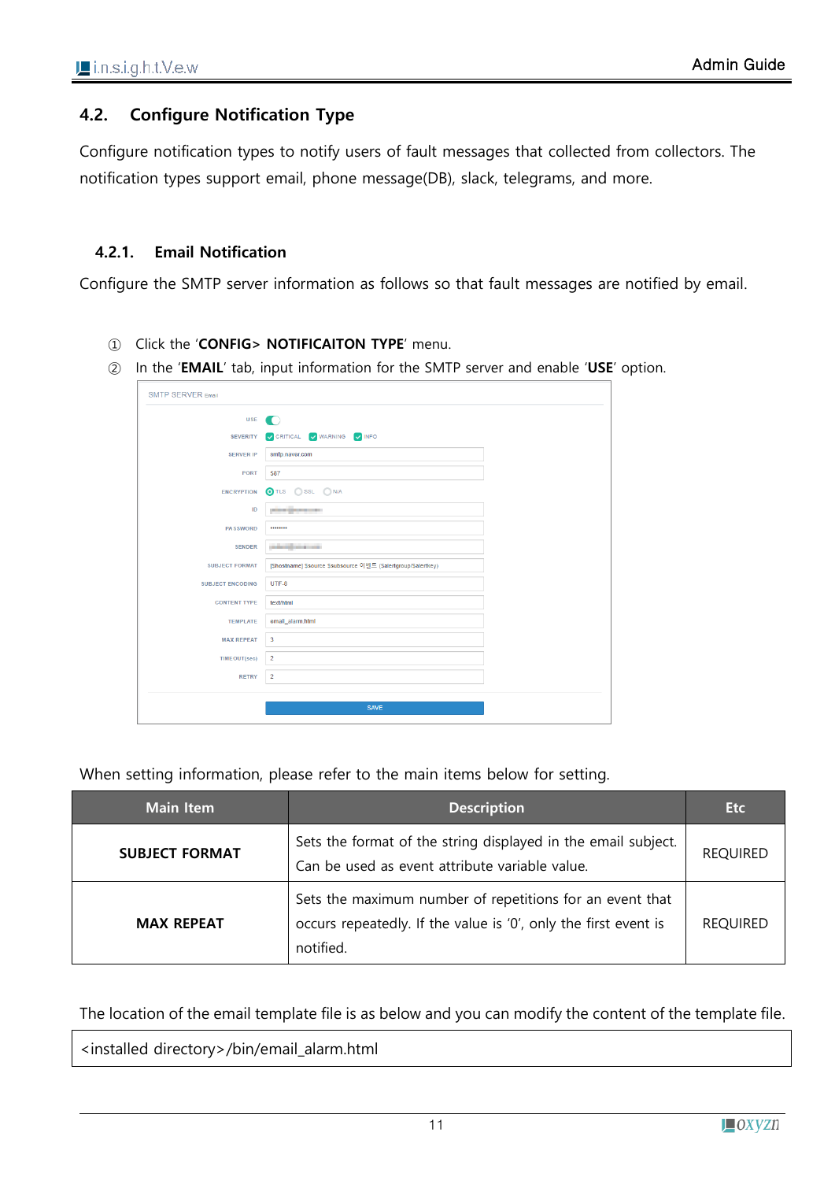## 4.2. Configure Notification Type

Configure notification types to notify users of fault messages that collected from collectors. The notification types support email, phone message(DB), slack, telegrams, and more.

### 4.2.1. Email Notification

Configure the SMTP server information as follows so that fault messages are notified by email.

① Click the '**CONFIG> NOTIFICAITON TYPE**' menu.

② In the '**EMAIL**' tab, input information for the SMTP server and enable '**USE**' option.

When setting information, please refer to the main items below for setting.

| Main Item | Description | Etc |
|---|---|---|
| **SUBJECT FORMAT** | Sets the format of the string displayed in the email subject. Can be used as event attribute variable value. | REQUIRED |
| **MAX REPEAT** | Sets the maximum number of repetitions for an event that occurs repeatedly. If the value is '0', only the first event is notified. | REQUIRED |

The location of the email template file is as below and you can modify the content of the template file.

```
<installed directory>/bin/email_alarm.html
```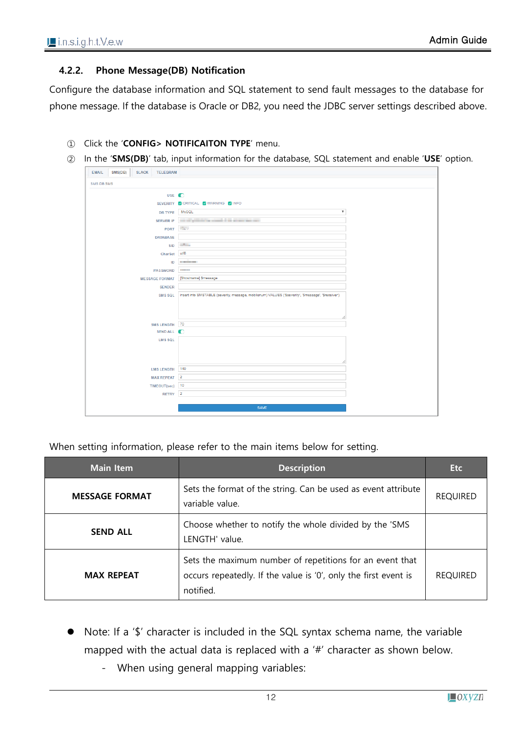### 4.2.2. Phone Message(DB) Notification

Configure the database information and SQL statement to send fault messages to the database for phone message. If the database is Oracle or DB2, you need the JDBC server settings described above.

① Click the '**CONFIG> NOTIFICAITON TYPE**' menu.

② In the '**SMS(DB)**' tab, input information for the database, SQL statement and enable '**USE**' option.

When setting information, please refer to the main items below for setting.

| Main Item | Description | Etc |
|---|---|---|
| **MESSAGE FORMAT** | Sets the format of the string. Can be used as event attribute variable value. | REQUIRED |
| **SEND ALL** | Choose whether to notify the whole divided by the 'SMS LENGTH' value. | |
| **MAX REPEAT** | Sets the maximum number of repetitions for an event that occurs repeatedly. If the value is '0', only the first event is notified. | REQUIRED |

- Note: If a '$' character is included in the SQL syntax schema name, the variable mapped with the actual data is replaced with a '#' character as shown below.
  - When using general mapping variables: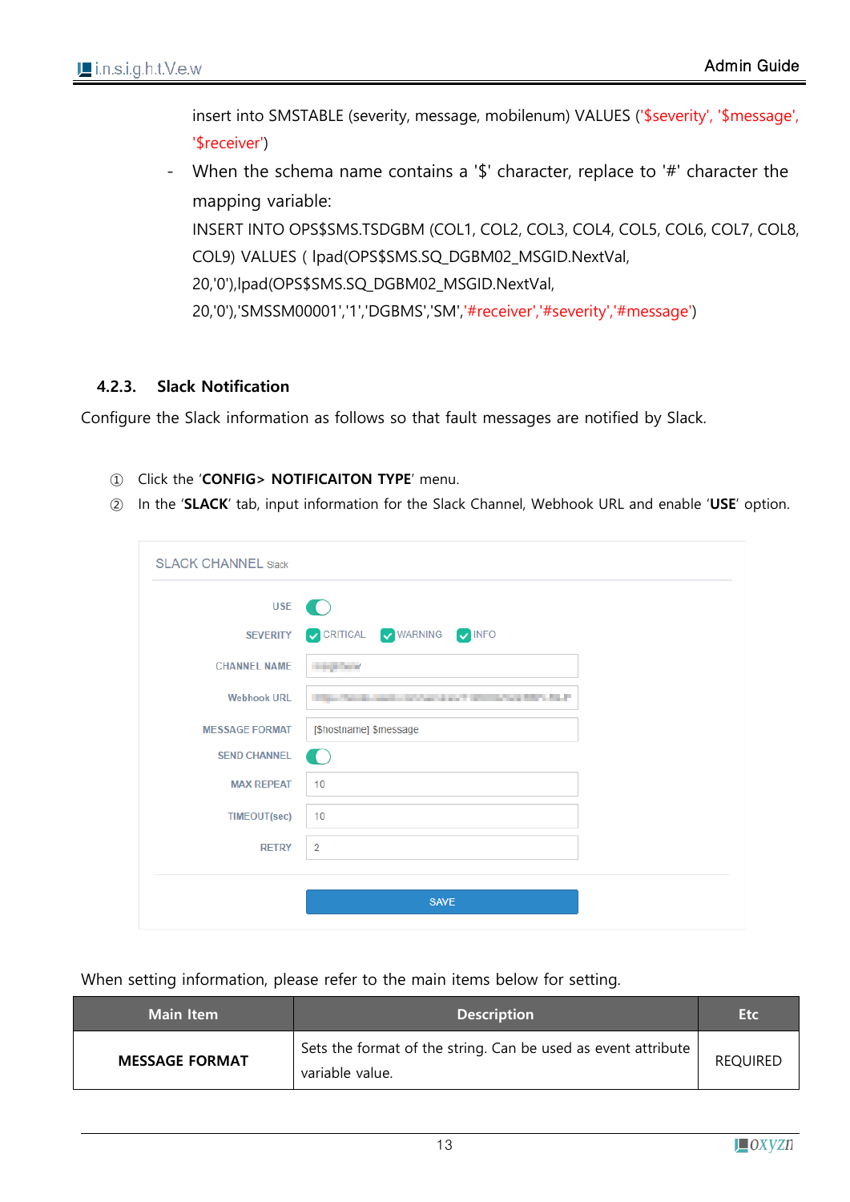insert into SMSTABLE (severity, message, mobilenum) VALUES ('$severity', '$message', '$receiver')

- When the schema name contains a '$' character, replace to '#' character the mapping variable:
  INSERT INTO OPS$$SMS.TSDGBM (COL1, COL2, COL3, COL4, COL5, COL6, COL7, COL8, COL9) VALUES ( lpad(OPS$$SMS.SQ_DGBM02_MSGID.NextVal, 20,'0'),lpad(OPS$$SMS.SQ_DGBM02_MSGID.NextVal, 20,'0'),'SMSSM00001','1','DGBMS','SM','#receiver','#severity','#message')

### 4.2.3. Slack Notification

Configure the Slack information as follows so that fault messages are notified by Slack.

① Click the '**CONFIG> NOTIFICAITON TYPE**' menu.

② In the '**SLACK**' tab, input information for the Slack Channel, Webhook URL and enable '**USE**' option.

SLACK CHANNEL Slack

| | |
|---|---|
| USE | (enabled) |
| SEVERITY | CRITICAL, WARNING, INFO |
| CHANNEL NAME | |
| Webhook URL | |
| MESSAGE FORMAT | [$hostname] $message |
| SEND CHANNEL | (enabled) |
| MAX REPEAT | 10 |
| TIMEOUT(sec) | 10 |
| RETRY | 2 |

SAVE

When setting information, please refer to the main items below for setting.

| Main Item | Description | Etc |
|---|---|---|
| **MESSAGE FORMAT** | Sets the format of the string. Can be used as event attribute variable value. | REQUIRED |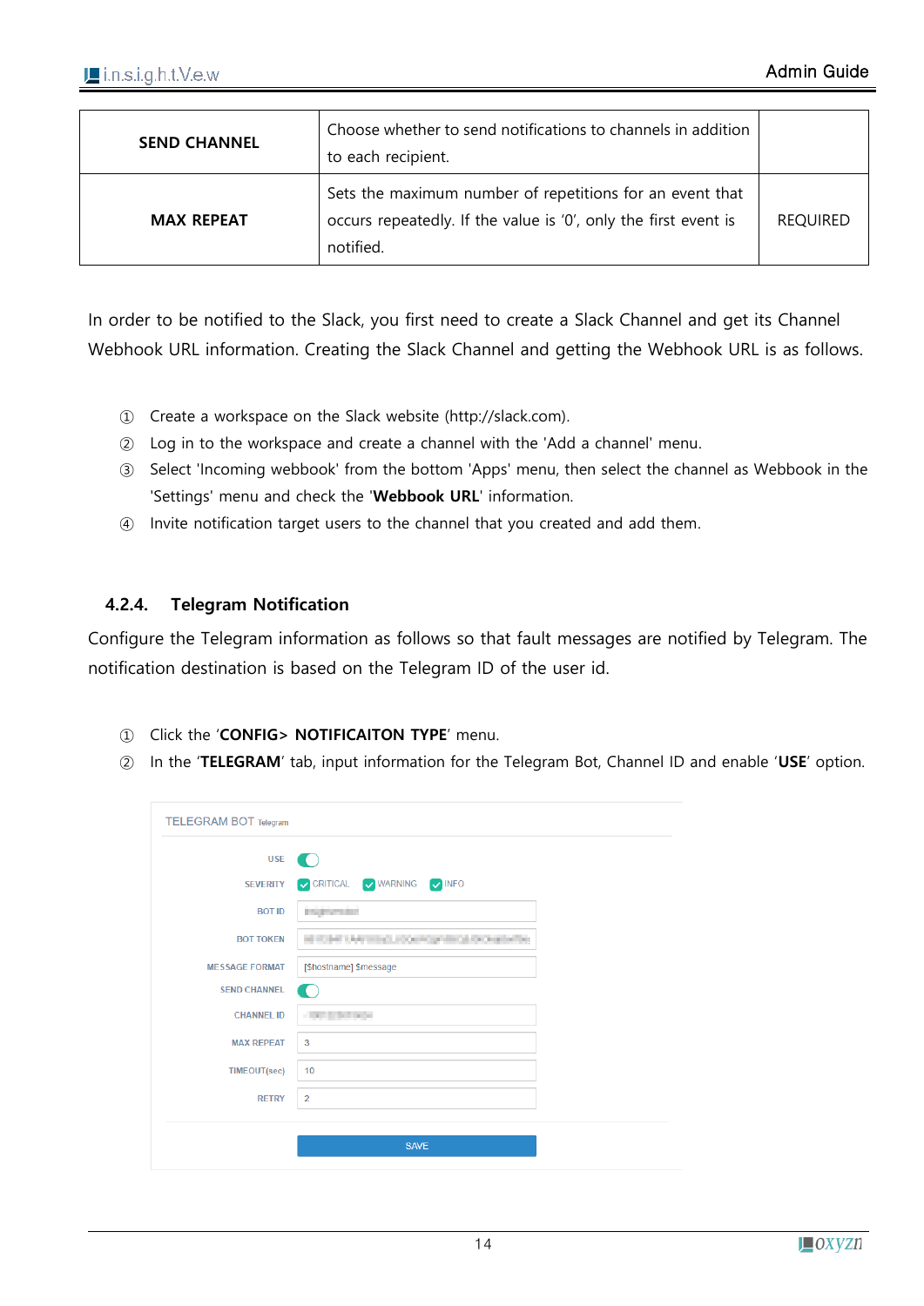| SEND CHANNEL | Choose whether to send notifications to channels in addition to each recipient. | |
|---|---|---|
| MAX REPEAT | Sets the maximum number of repetitions for an event that occurs repeatedly. If the value is '0', only the first event is notified. | REQUIRED |

In order to be notified to the Slack, you first need to create a Slack Channel and get its Channel Webhook URL information. Creating the Slack Channel and getting the Webhook URL is as follows.

① Create a workspace on the Slack website (http://slack.com).
② Log in to the workspace and create a channel with the 'Add a channel' menu.
③ Select 'Incoming webbook' from the bottom 'Apps' menu, then select the channel as Webbook in the 'Settings' menu and check the '**Webbook URL**' information.
④ Invite notification target users to the channel that you created and add them.

### 4.2.4. Telegram Notification

Configure the Telegram information as follows so that fault messages are notified by Telegram. The notification destination is based on the Telegram ID of the user id.

① Click the '**CONFIG> NOTIFICAITON TYPE**' menu.
② In the '**TELEGRAM**' tab, input information for the Telegram Bot, Channel ID and enable '**USE**' option.

TELEGRAM BOT Telegram

| | |
|---|---|
| USE | (enabled) |
| SEVERITY | CRITICAL, WARNING, INFO |
| BOT ID | |
| BOT TOKEN | |
| MESSAGE FORMAT | [$hostname] $message |
| SEND CHANNEL | (enabled) |
| CHANNEL ID | |
| MAX REPEAT | 3 |
| TIMEOUT(sec) | 10 |
| RETRY | 2 |

SAVE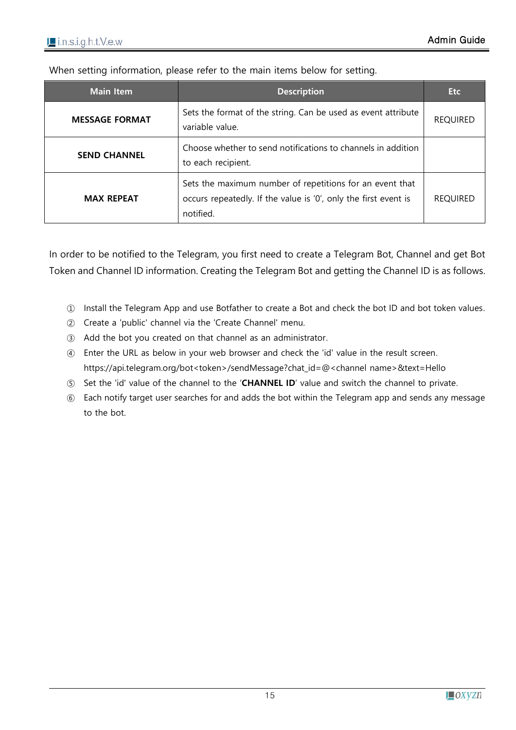When setting information, please refer to the main items below for setting.

| Main Item | Description | Etc |
|---|---|---|
| **MESSAGE FORMAT** | Sets the format of the string. Can be used as event attribute variable value. | REQUIRED |
| **SEND CHANNEL** | Choose whether to send notifications to channels in addition to each recipient. | |
| **MAX REPEAT** | Sets the maximum number of repetitions for an event that occurs repeatedly. If the value is '0', only the first event is notified. | REQUIRED |

In order to be notified to the Telegram, you first need to create a Telegram Bot, Channel and get Bot Token and Channel ID information. Creating the Telegram Bot and getting the Channel ID is as follows.

① Install the Telegram App and use Botfather to create a Bot and check the bot ID and bot token values.

② Create a 'public' channel via the 'Create Channel' menu.

③ Add the bot you created on that channel as an administrator.

④ Enter the URL as below in your web browser and check the 'id' value in the result screen.
https://api.telegram.org/bot<token>/sendMessage?chat_id=@<channel name>&text=Hello

⑤ Set the 'id' value of the channel to the '**CHANNEL ID**' value and switch the channel to private.

⑥ Each notify target user searches for and adds the bot within the Telegram app and sends any message to the bot.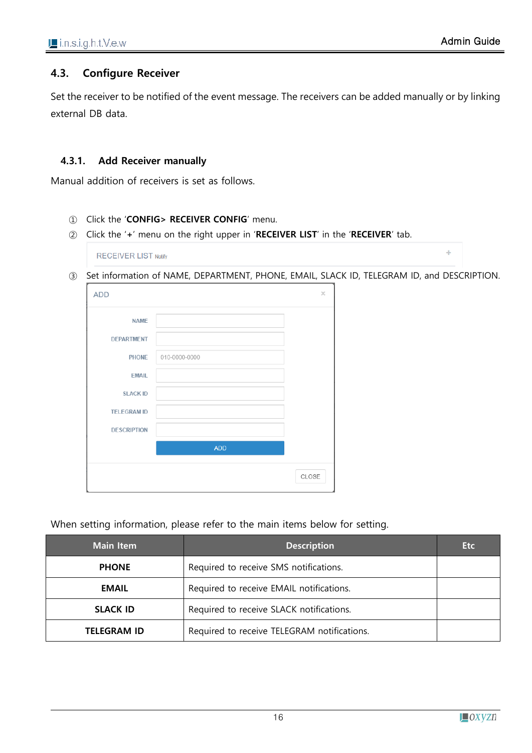## 4.3. Configure Receiver

Set the receiver to be notified of the event message. The receivers can be added manually or by linking external DB data.

### 4.3.1. Add Receiver manually

Manual addition of receivers is set as follows.

① Click the '**CONFIG> RECEIVER CONFIG**' menu.

② Click the '**+**' menu on the right upper in '**RECEIVER LIST**' in the '**RECEIVER**' tab.

RECEIVER LIST Notify +

③ Set information of NAME, DEPARTMENT, PHONE, EMAIL, SLACK ID, TELEGRAM ID, and DESCRIPTION.

ADD ×

NAME
DEPARTMENT
PHONE 010-0000-0000
EMAIL
SLACK ID
TELEGRAM ID
DESCRIPTION
ADD

CLOSE

When setting information, please refer to the main items below for setting.

| Main Item | Description | Etc |
|---|---|---|
| **PHONE** | Required to receive SMS notifications. | |
| **EMAIL** | Required to receive EMAIL notifications. | |
| **SLACK ID** | Required to receive SLACK notifications. | |
| **TELEGRAM ID** | Required to receive TELEGRAM notifications. | |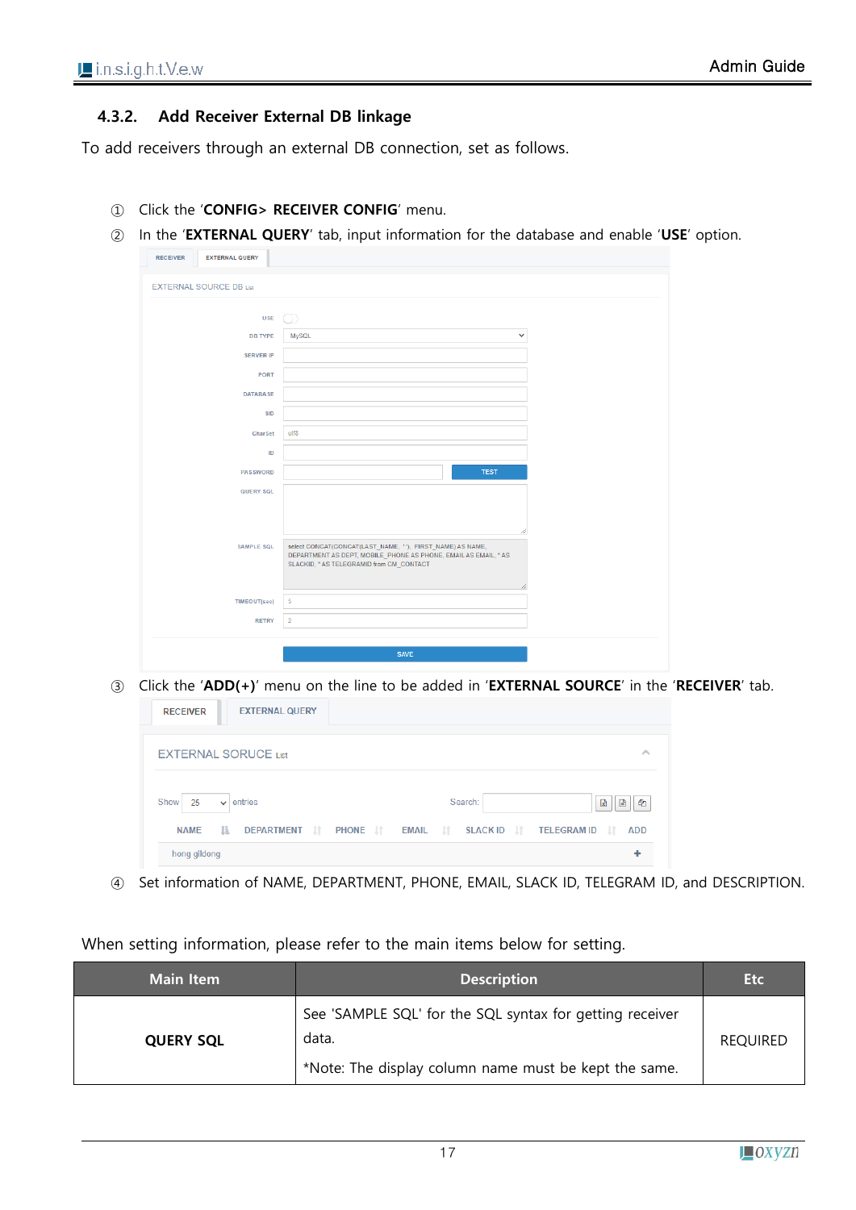### 4.3.2. Add Receiver External DB linkage

To add receivers through an external DB connection, set as follows.

① Click the '**CONFIG> RECEIVER CONFIG**' menu.

② In the '**EXTERNAL QUERY**' tab, input information for the database and enable '**USE**' option.

③ Click the '**ADD(+)**' menu on the line to be added in '**EXTERNAL SOURCE**' in the '**RECEIVER**' tab.

④ Set information of NAME, DEPARTMENT, PHONE, EMAIL, SLACK ID, TELEGRAM ID, and DESCRIPTION.

When setting information, please refer to the main items below for setting.

| Main Item | Description | Etc |
|---|---|---|
| **QUERY SQL** | See 'SAMPLE SQL' for the SQL syntax for getting receiver data.<br>*Note: The display column name must be kept the same. | REQUIRED |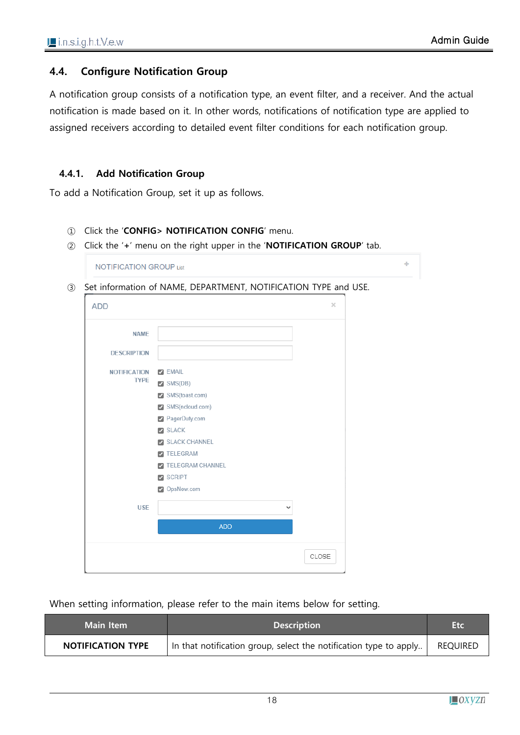## 4.4. Configure Notification Group

A notification group consists of a notification type, an event filter, and a receiver. And the actual notification is made based on it. In other words, notifications of notification type are applied to assigned receivers according to detailed event filter conditions for each notification group.

### 4.4.1. Add Notification Group

To add a Notification Group, set it up as follows.

① Click the '**CONFIG> NOTIFICATION CONFIG**' menu.

② Click the '**+**' menu on the right upper in the '**NOTIFICATION GROUP**' tab.

③ Set information of NAME, DEPARTMENT, NOTIFICATION TYPE and USE.

When setting information, please refer to the main items below for setting.

| Main Item | Description | Etc |
|---|---|---|
| **NOTIFICATION TYPE** | In that notification group, select the notification type to apply.. | REQUIRED |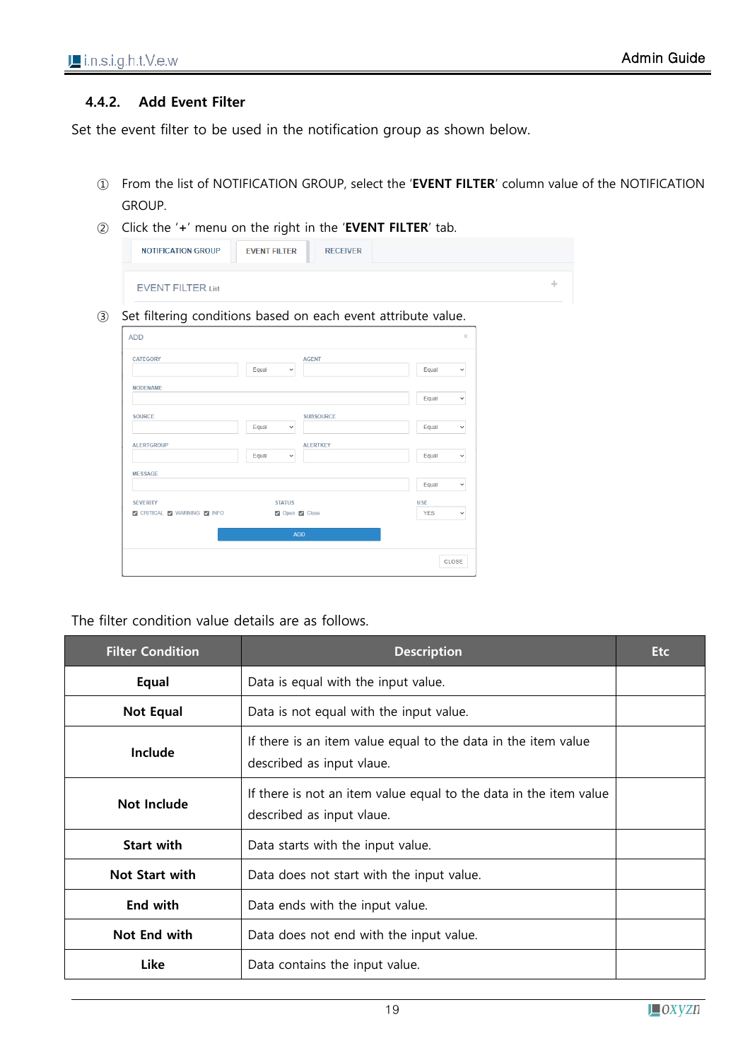### 4.4.2. Add Event Filter

Set the event filter to be used in the notification group as shown below.

① From the list of NOTIFICATION GROUP, select the '**EVENT FILTER**' column value of the NOTIFICATION GROUP.

② Click the '**+**' menu on the right in the '**EVENT FILTER**' tab.

③ Set filtering conditions based on each event attribute value.

The filter condition value details are as follows.

| Filter Condition | Description | Etc |
|---|---|---|
| **Equal** | Data is equal with the input value. | |
| **Not Equal** | Data is not equal with the input value. | |
| **Include** | If there is an item value equal to the data in the item value described as input vlaue. | |
| **Not Include** | If there is not an item value equal to the data in the item value described as input vlaue. | |
| **Start with** | Data starts with the input value. | |
| **Not Start with** | Data does not start with the input value. | |
| **End with** | Data ends with the input value. | |
| **Not End with** | Data does not end with the input value. | |
| **Like** | Data contains the input value. | |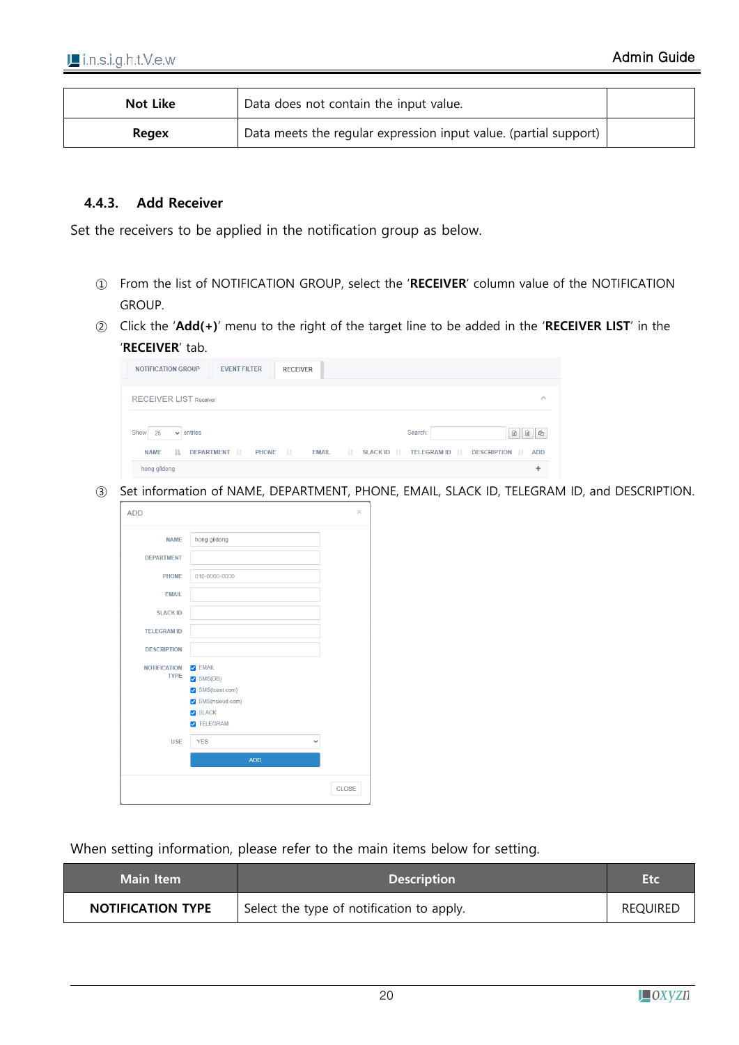| Not Like | Data does not contain the input value. | |
|---|---|---|
| Regex | Data meets the regular expression input value. (partial support) | |

### 4.4.3. Add Receiver

Set the receivers to be applied in the notification group as below.

① From the list of NOTIFICATION GROUP, select the '**RECEIVER**' column value of the NOTIFICATION GROUP.

② Click the '**Add(+)**' menu to the right of the target line to be added in the '**RECEIVER LIST**' in the '**RECEIVER**' tab.

③ Set information of NAME, DEPARTMENT, PHONE, EMAIL, SLACK ID, TELEGRAM ID, and DESCRIPTION.

When setting information, please refer to the main items below for setting.

| Main Item | Description | Etc |
|---|---|---|
| NOTIFICATION TYPE | Select the type of notification to apply. | REQUIRED |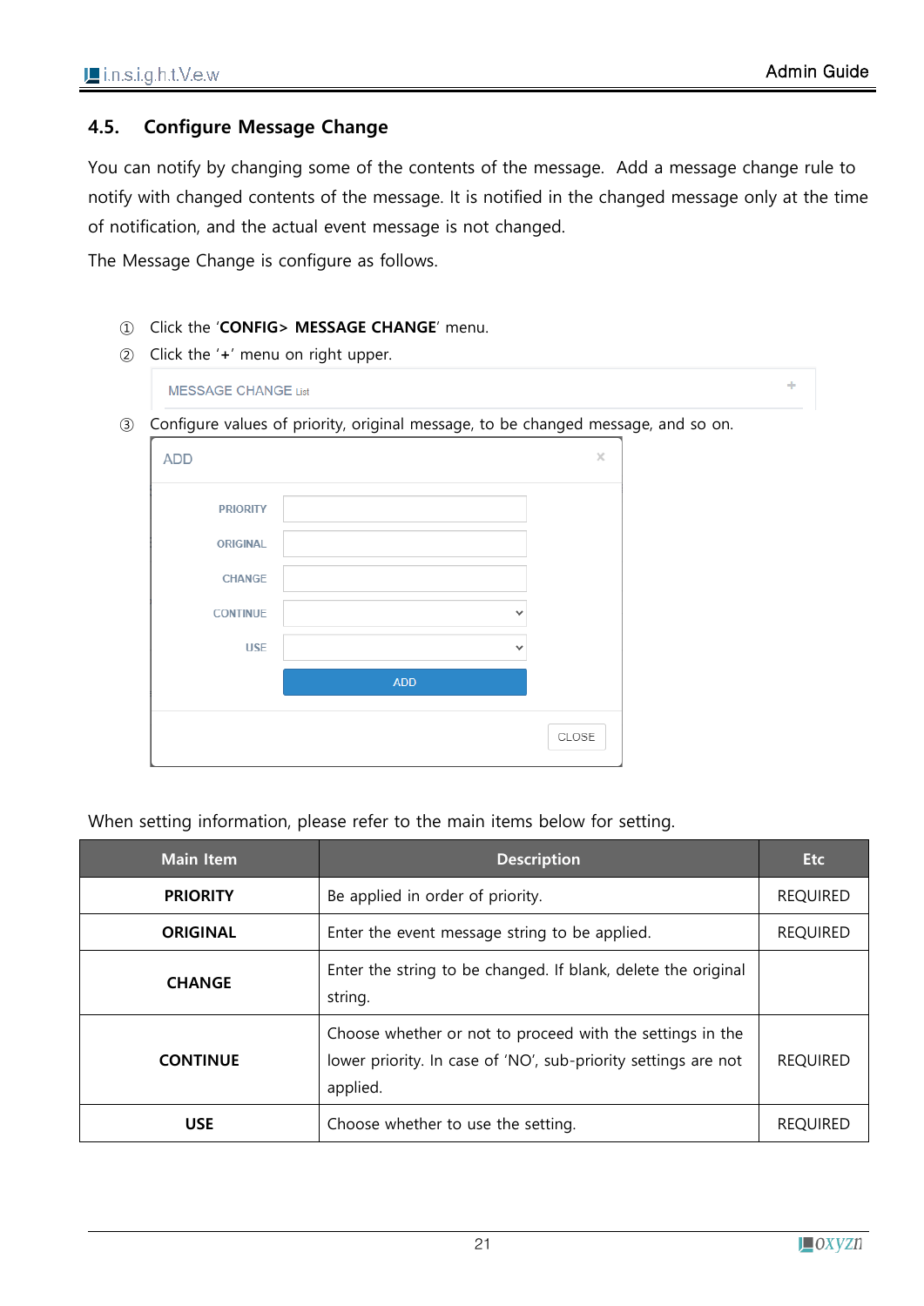## 4.5. Configure Message Change

You can notify by changing some of the contents of the message. Add a message change rule to notify with changed contents of the message. It is notified in the changed message only at the time of notification, and the actual event message is not changed.

The Message Change is configure as follows.

① Click the '**CONFIG> MESSAGE CHANGE**' menu.

② Click the '**+**' menu on right upper.

MESSAGE CHANGE List +

③ Configure values of priority, original message, to be changed message, and so on.

ADD ×

PRIORITY

ORIGINAL

CHANGE

CONTINUE

USE

ADD

CLOSE

When setting information, please refer to the main items below for setting.

| Main Item | Description | Etc |
|---|---|---|
| **PRIORITY** | Be applied in order of priority. | REQUIRED |
| **ORIGINAL** | Enter the event message string to be applied. | REQUIRED |
| **CHANGE** | Enter the string to be changed. If blank, delete the original string. | |
| **CONTINUE** | Choose whether or not to proceed with the settings in the lower priority. In case of 'NO', sub-priority settings are not applied. | REQUIRED |
| **USE** | Choose whether to use the setting. | REQUIRED |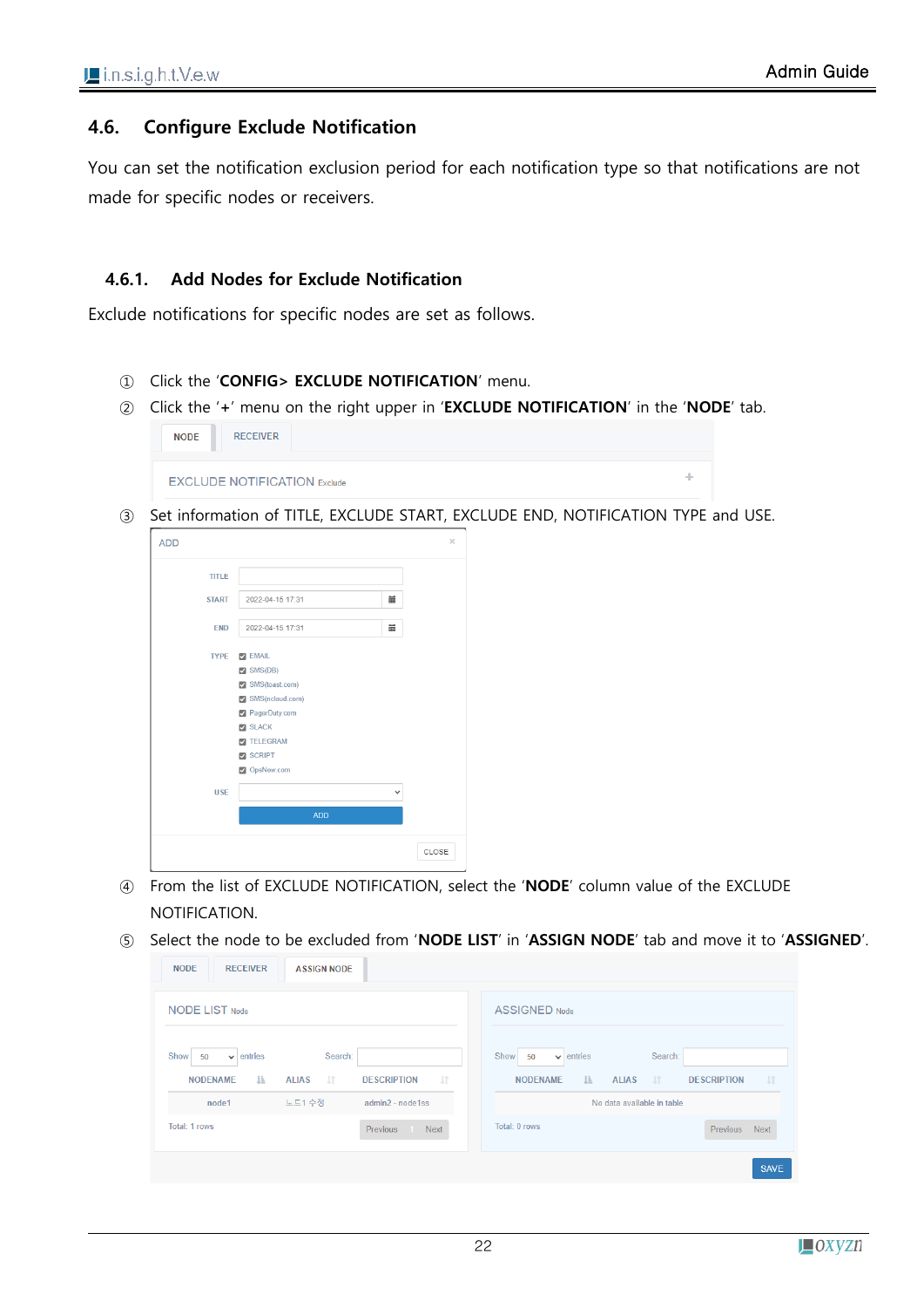## 4.6. Configure Exclude Notification

You can set the notification exclusion period for each notification type so that notifications are not made for specific nodes or receivers.

### 4.6.1. Add Nodes for Exclude Notification

Exclude notifications for specific nodes are set as follows.

① Click the '**CONFIG> EXCLUDE NOTIFICATION**' menu.

② Click the '**+**' menu on the right upper in '**EXCLUDE NOTIFICATION**' in the '**NODE**' tab.

③ Set information of TITLE, EXCLUDE START, EXCLUDE END, NOTIFICATION TYPE and USE.

④ From the list of EXCLUDE NOTIFICATION, select the '**NODE**' column value of the EXCLUDE NOTIFICATION.

⑤ Select the node to be excluded from '**NODE LIST**' in '**ASSIGN NODE**' tab and move it to '**ASSIGNED**'.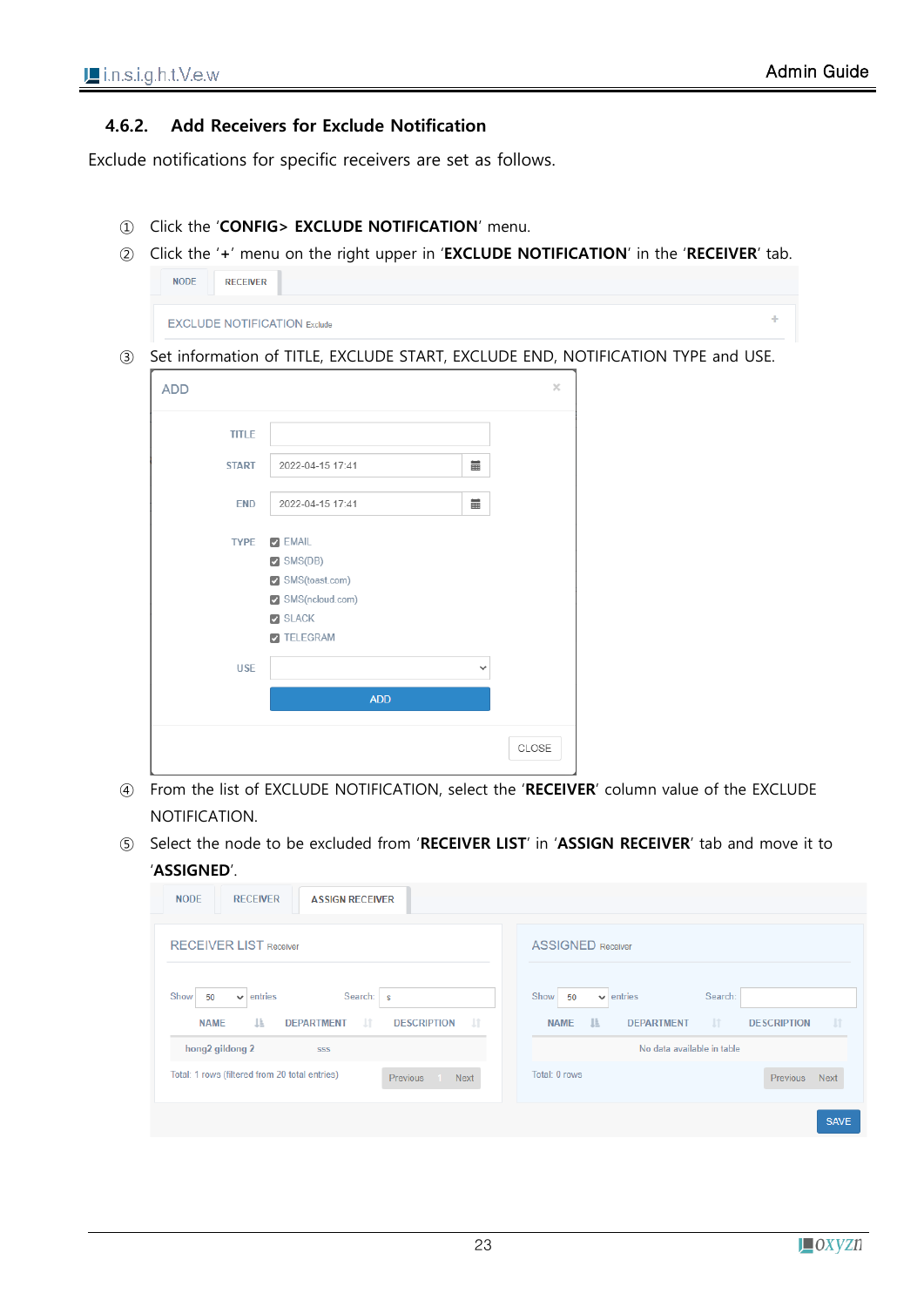### 4.6.2. Add Receivers for Exclude Notification

Exclude notifications for specific receivers are set as follows.

① Click the '**CONFIG> EXCLUDE NOTIFICATION**' menu.

② Click the '**+**' menu on the right upper in '**EXCLUDE NOTIFICATION**' in the '**RECEIVER**' tab.

NODE | RECEIVER

EXCLUDE NOTIFICATION Exclude +

③ Set information of TITLE, EXCLUDE START, EXCLUDE END, NOTIFICATION TYPE and USE.

ADD ×

TITLE

START 2022-04-15 17:41

END 2022-04-15 17:41

TYPE
- ☑ EMAIL
- ☑ SMS(DB)
- ☑ SMS(toast.com)
- ☑ SMS(ncloud.com)
- ☑ SLACK
- ☑ TELEGRAM

USE

ADD

CLOSE

④ From the list of EXCLUDE NOTIFICATION, select the '**RECEIVER**' column value of the EXCLUDE NOTIFICATION.

⑤ Select the node to be excluded from '**RECEIVER LIST**' in '**ASSIGN RECEIVER**' tab and move it to '**ASSIGNED**'.

NODE | RECEIVER | ASSIGN RECEIVER

RECEIVER LIST Receiver

Show 50 entries    Search: s

| NAME | DEPARTMENT | DESCRIPTION |
|---|---|---|
| hong2 gildong 2 | | sss |

Total: 1 rows (filtered from 20 total entries)    Previous 1 Next

ASSIGNED Receiver

Show 50 entries    Search:

| NAME | DEPARTMENT | DESCRIPTION |
|---|---|---|
| No data available in table | | |

Total: 0 rows    Previous Next

SAVE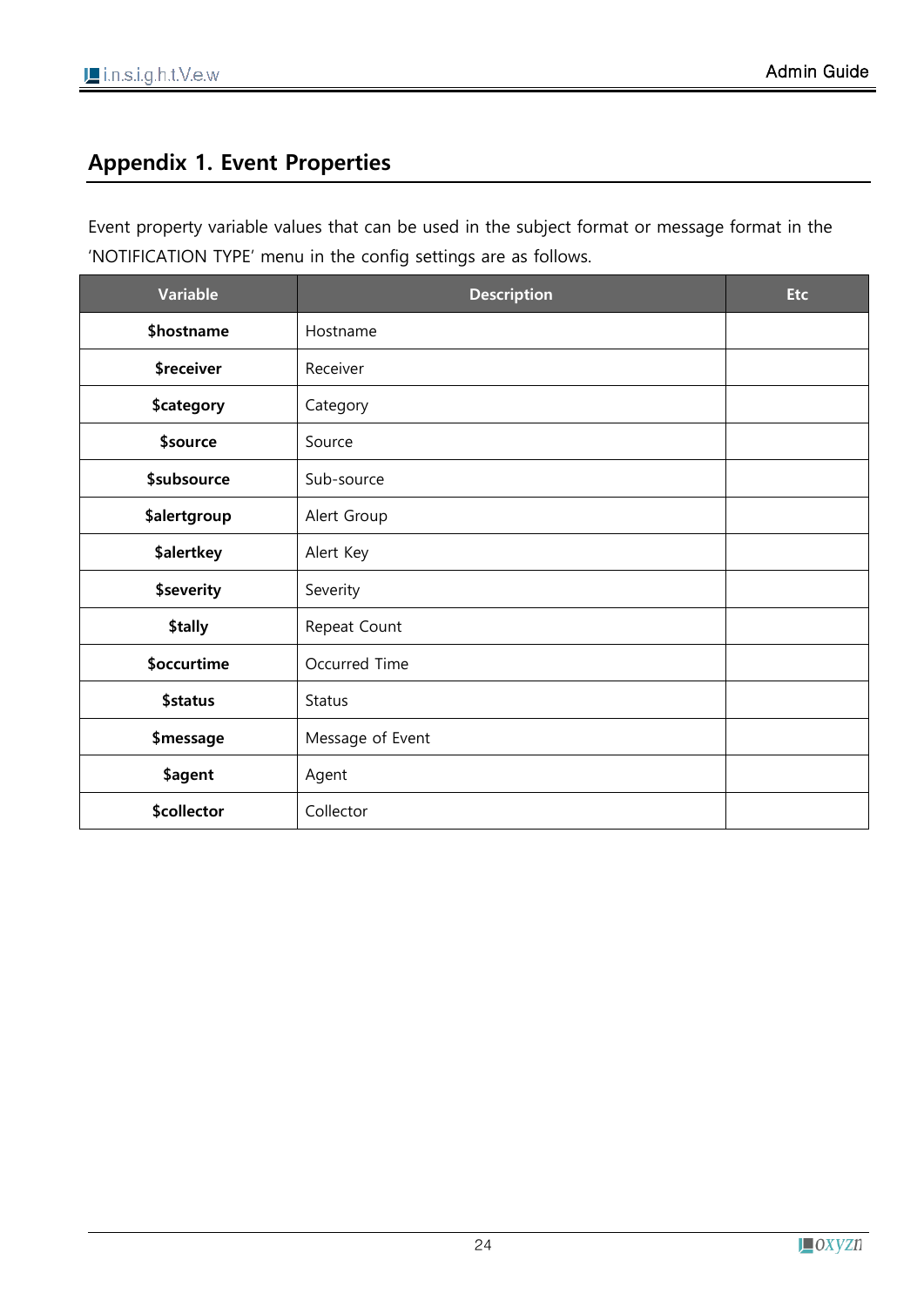## Appendix 1. Event Properties

Event property variable values that can be used in the subject format or message format in the 'NOTIFICATION TYPE' menu in the config settings are as follows.

| Variable | Description | Etc |
|---|---|---|
| **$hostname** | Hostname | |
| **$receiver** | Receiver | |
| **$category** | Category | |
| **$source** | Source | |
| **$subsource** | Sub-source | |
| **$alertgroup** | Alert Group | |
| **$alertkey** | Alert Key | |
| **$severity** | Severity | |
| **$tally** | Repeat Count | |
| **$occurtime** | Occurred Time | |
| **$status** | Status | |
| **$message** | Message of Event | |
| **$agent** | Agent | |
| **$collector** | Collector | |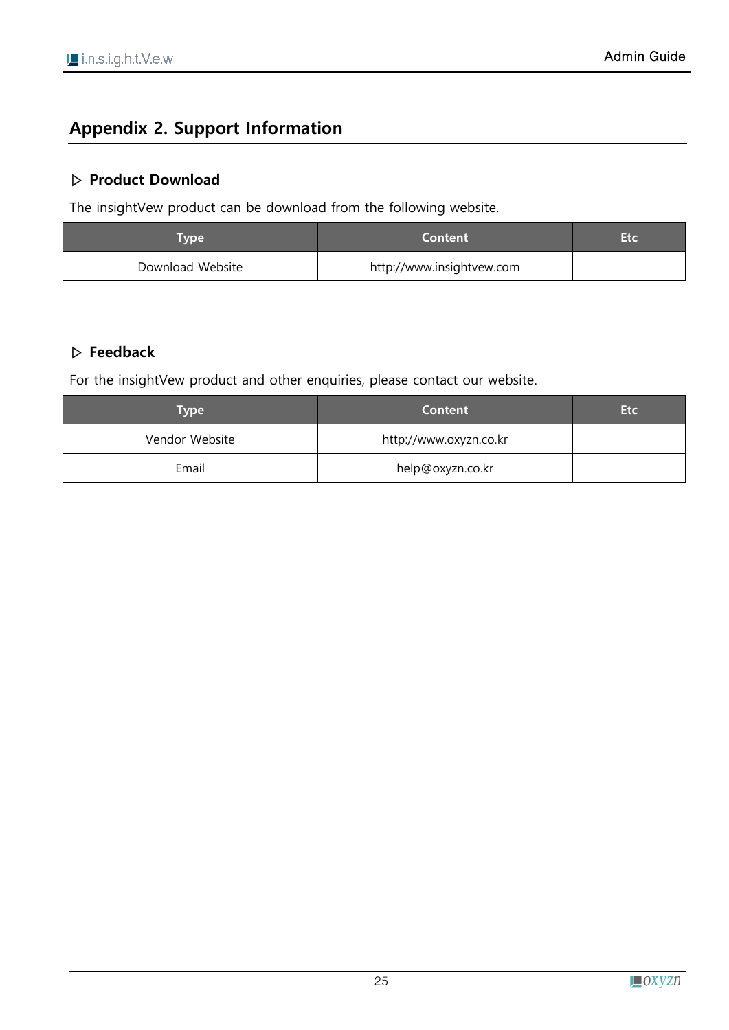# Appendix 2. Support Information

### ▷ Product Download

The insightVew product can be download from the following website.

| Type | Content | Etc |
|---|---|---|
| Download Website | http://www.insightvew.com | |

### ▷ Feedback

For the insightVew product and other enquiries, please contact our website.

| Type | Content | Etc |
|---|---|---|
| Vendor Website | http://www.oxyzn.co.kr | |
| Email | help@oxyzn.co.kr | |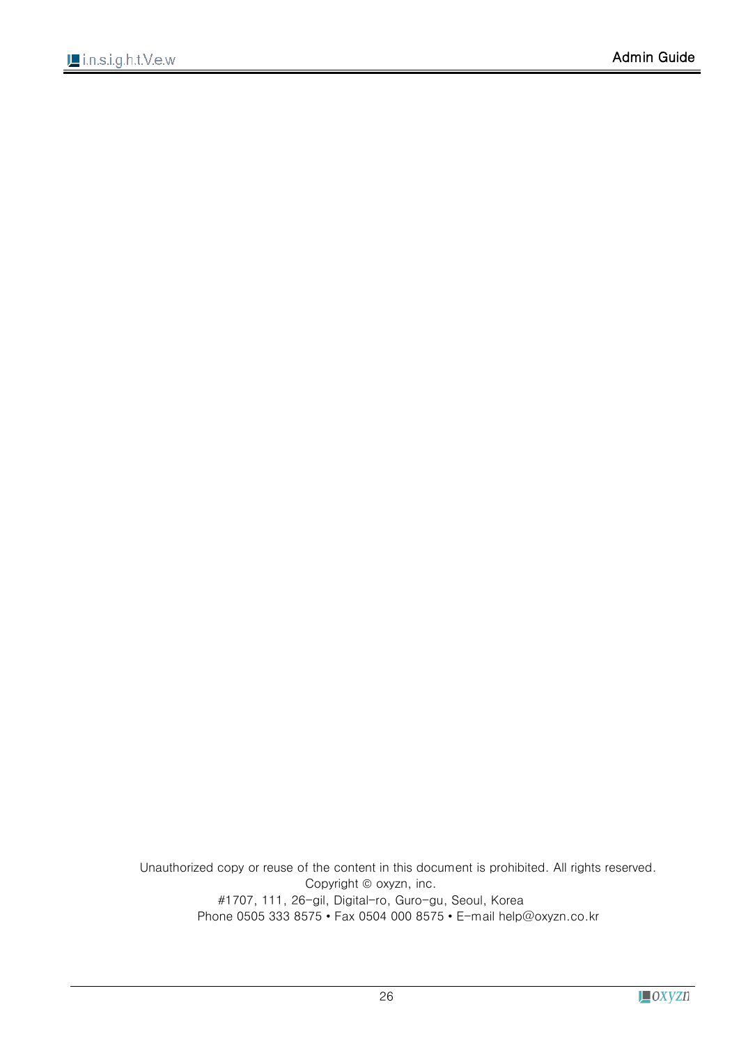Unauthorized copy or reuse of the content in this document is prohibited. All rights reserved.
Copyright © oxyzn, inc.
#1707, 111, 26-gil, Digital-ro, Guro-gu, Seoul, Korea
Phone 0505 333 8575 • Fax 0504 000 8575 • E-mail help@oxyzn.co.kr